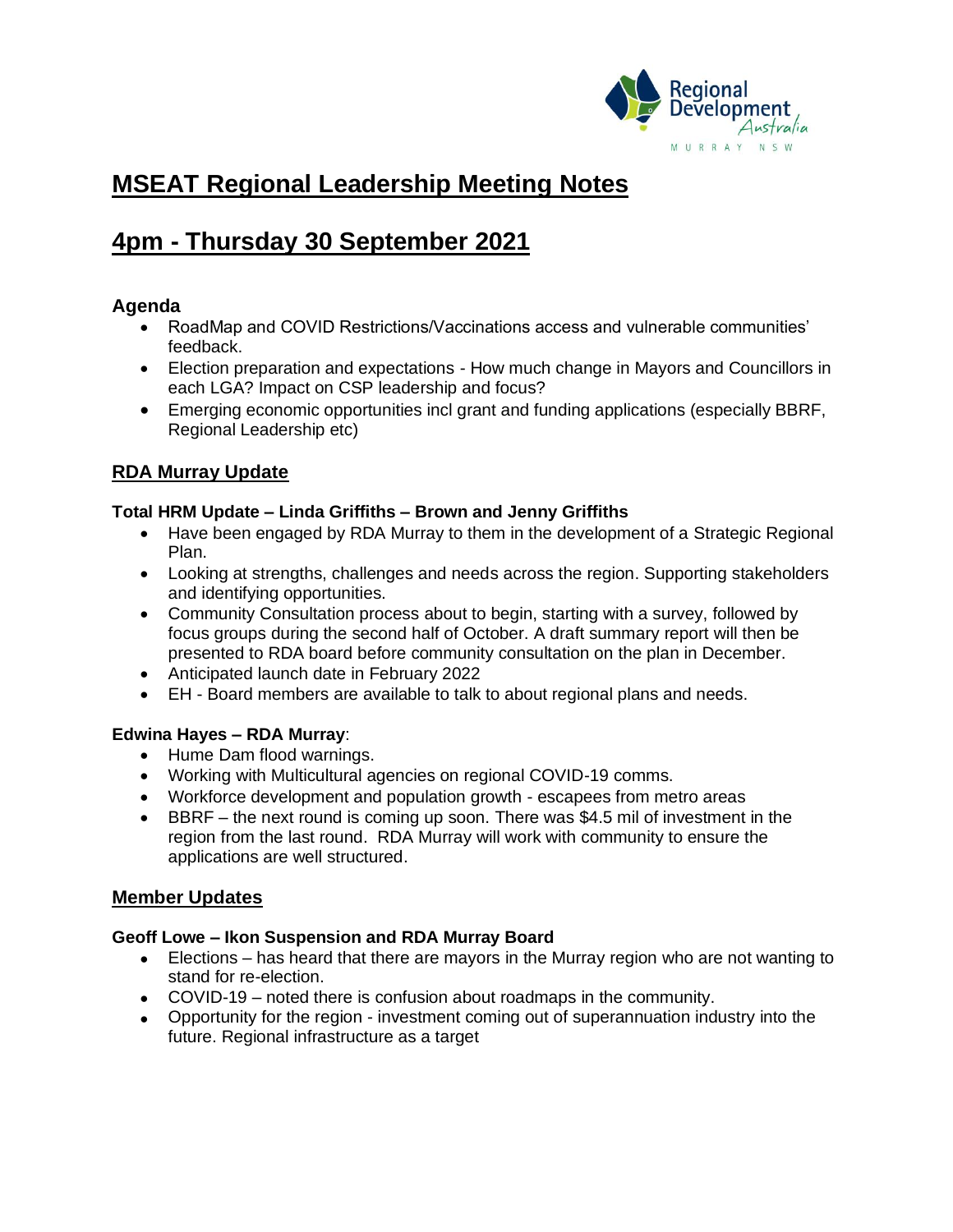# MSEAT Regional Leadership Meeting Notes

# 4pm - Thursday 30 September 2021

### Agenda

- RoadMap and COVID Restrictions/Vaccinations access and vulnerable communities' feedback.
- Election preparation and expectations - How much change in Mayors and Councillors in each LGA? Impact on CSP leadership and focus?
- Emerging economic opportunities incl grant and funding applications (especially BBRF, Regional Leadership etc)

## RDA Murray Update

### Total HRM Update – Linda Griffiths – Brown and Jenny Griffiths

- Have been engaged by RDA Murray to them in the development of a Strategic Regional Plan.
- Looking at strengths, challenges and needs across the region. Supporting stakeholders and identifying opportunities.
- Community Consultation process about to begin, starting with a survey, followed by focus groups during the second half of October. A draft summary report will then be presented to RDA board before community consultation on the plan in December.
- Anticipated launch date in February 2022
- EH - Board members are available to talk to about regional plans and needs.

### Edwina Hayes – RDA Murray:

- Hume Dam flood warnings.
- Working with Multicultural agencies on regional COVID-19 comms.
- Workforce development and population growth - escapees from metro areas
- BBRF – the next round is coming up soon. There was $4.5 mil of investment in the region from the last round. RDA Murray will work with community to ensure the applications are well structured.

## Member Updates

### Geoff Lowe – Ikon Suspension and RDA Murray Board

- Elections – has heard that there are mayors in the Murray region who are not wanting to stand for re-election.
- COVID-19 – noted there is confusion about roadmaps in the community.
- Opportunity for the region - investment coming out of superannuation industry into the future. Regional infrastructure as a target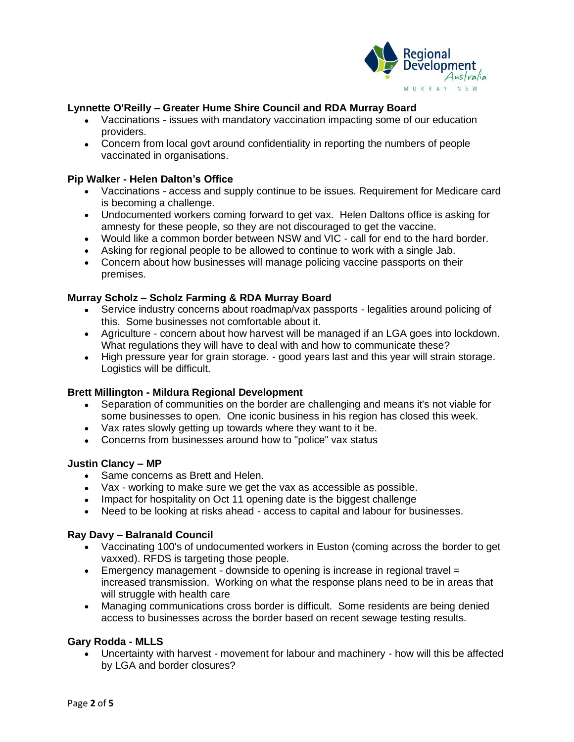**Lynnette O'Reilly – Greater Hume Shire Council and RDA Murray Board**

- Vaccinations - issues with mandatory vaccination impacting some of our education providers.
- Concern from local govt around confidentiality in reporting the numbers of people vaccinated in organisations.

**Pip Walker - Helen Dalton's Office**

- Vaccinations - access and supply continue to be issues. Requirement for Medicare card is becoming a challenge.
- Undocumented workers coming forward to get vax. Helen Daltons office is asking for amnesty for these people, so they are not discouraged to get the vaccine.
- Would like a common border between NSW and VIC - call for end to the hard border.
- Asking for regional people to be allowed to continue to work with a single Jab.
- Concern about how businesses will manage policing vaccine passports on their premises.

**Murray Scholz – Scholz Farming & RDA Murray Board**

- Service industry concerns about roadmap/vax passports - legalities around policing of this. Some businesses not comfortable about it.
- Agriculture - concern about how harvest will be managed if an LGA goes into lockdown. What regulations they will have to deal with and how to communicate these?
- High pressure year for grain storage. - good years last and this year will strain storage. Logistics will be difficult.

**Brett Millington - Mildura Regional Development**

- Separation of communities on the border are challenging and means it's not viable for some businesses to open. One iconic business in his region has closed this week.
- Vax rates slowly getting up towards where they want to it be.
- Concerns from businesses around how to "police" vax status

**Justin Clancy – MP**

- Same concerns as Brett and Helen.
- Vax - working to make sure we get the vax as accessible as possible.
- Impact for hospitality on Oct 11 opening date is the biggest challenge
- Need to be looking at risks ahead - access to capital and labour for businesses.

**Ray Davy – Balranald Council**

- Vaccinating 100's of undocumented workers in Euston (coming across the border to get vaxxed). RFDS is targeting those people.
- Emergency management - downside to opening is increase in regional travel = increased transmission. Working on what the response plans need to be in areas that will struggle with health care
- Managing communications cross border is difficult. Some residents are being denied access to businesses across the border based on recent sewage testing results.

**Gary Rodda - MLLS**

- Uncertainty with harvest - movement for labour and machinery - how will this be affected by LGA and border closures?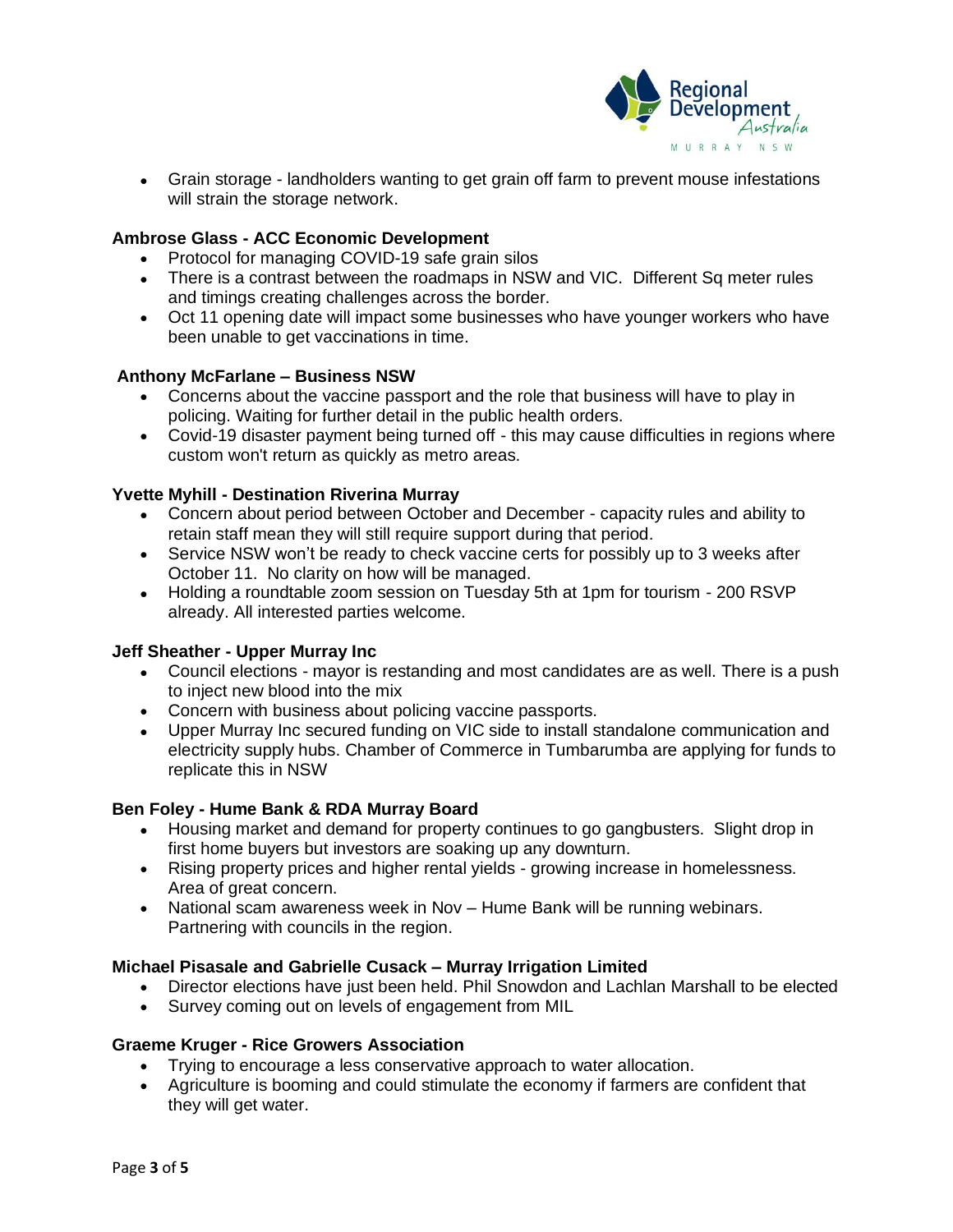- Grain storage - landholders wanting to get grain off farm to prevent mouse infestations will strain the storage network.

**Ambrose Glass - ACC Economic Development**

- Protocol for managing COVID-19 safe grain silos
- There is a contrast between the roadmaps in NSW and VIC. Different Sq meter rules and timings creating challenges across the border.
- Oct 11 opening date will impact some businesses who have younger workers who have been unable to get vaccinations in time.

**Anthony McFarlane – Business NSW**

- Concerns about the vaccine passport and the role that business will have to play in policing. Waiting for further detail in the public health orders.
- Covid-19 disaster payment being turned off - this may cause difficulties in regions where custom won't return as quickly as metro areas.

**Yvette Myhill - Destination Riverina Murray**

- Concern about period between October and December - capacity rules and ability to retain staff mean they will still require support during that period.
- Service NSW won't be ready to check vaccine certs for possibly up to 3 weeks after October 11. No clarity on how will be managed.
- Holding a roundtable zoom session on Tuesday 5th at 1pm for tourism - 200 RSVP already. All interested parties welcome.

**Jeff Sheather - Upper Murray Inc**

- Council elections - mayor is restanding and most candidates are as well. There is a push to inject new blood into the mix
- Concern with business about policing vaccine passports.
- Upper Murray Inc secured funding on VIC side to install standalone communication and electricity supply hubs. Chamber of Commerce in Tumbarumba are applying for funds to replicate this in NSW

**Ben Foley - Hume Bank & RDA Murray Board**

- Housing market and demand for property continues to go gangbusters. Slight drop in first home buyers but investors are soaking up any downturn.
- Rising property prices and higher rental yields - growing increase in homelessness. Area of great concern.
- National scam awareness week in Nov – Hume Bank will be running webinars. Partnering with councils in the region.

**Michael Pisasale and Gabrielle Cusack – Murray Irrigation Limited**

- Director elections have just been held. Phil Snowdon and Lachlan Marshall to be elected
- Survey coming out on levels of engagement from MIL

**Graeme Kruger - Rice Growers Association**

- Trying to encourage a less conservative approach to water allocation.
- Agriculture is booming and could stimulate the economy if farmers are confident that they will get water.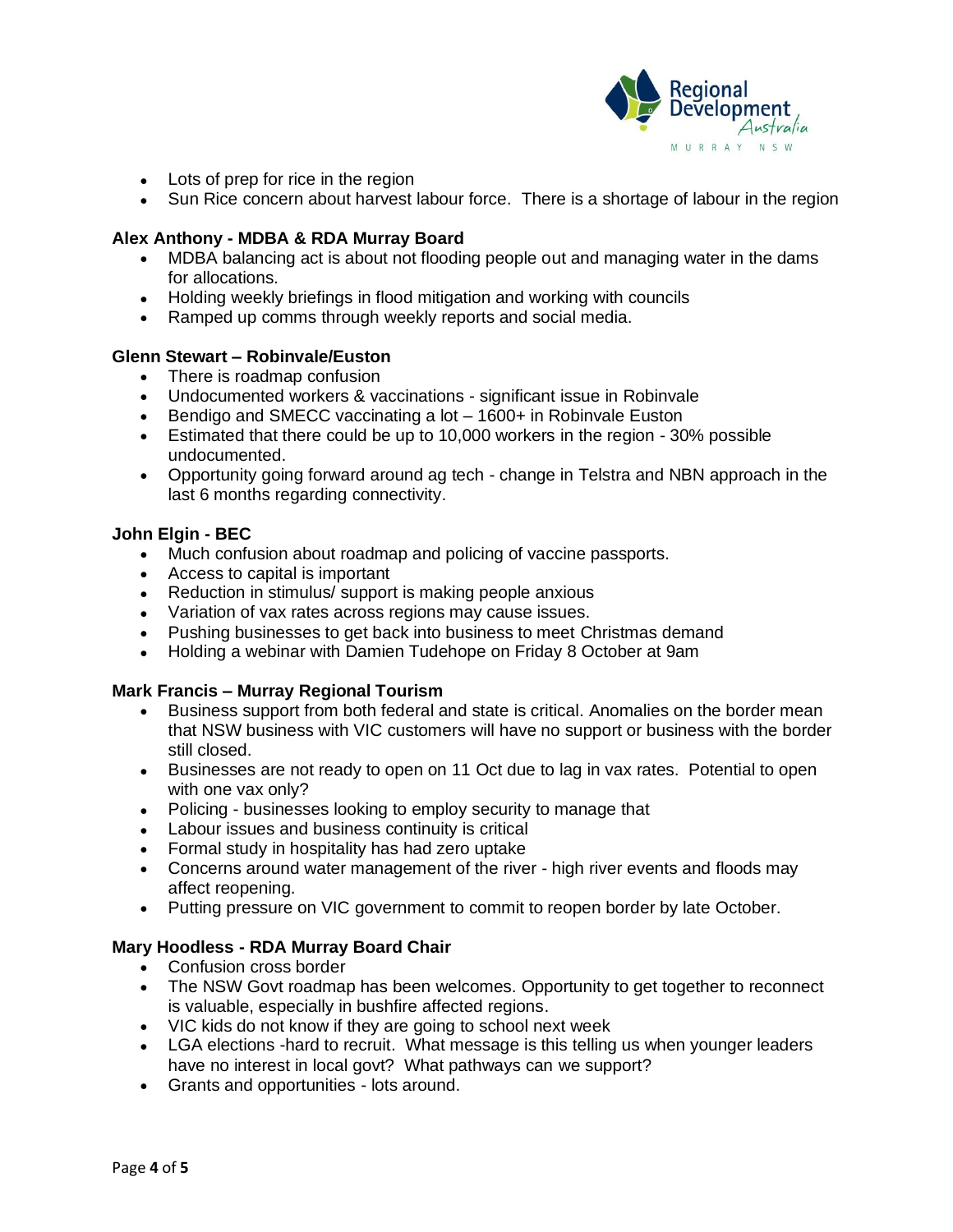- Lots of prep for rice in the region
- Sun Rice concern about harvest labour force. There is a shortage of labour in the region

**Alex Anthony - MDBA & RDA Murray Board**

- MDBA balancing act is about not flooding people out and managing water in the dams for allocations.
- Holding weekly briefings in flood mitigation and working with councils
- Ramped up comms through weekly reports and social media.

**Glenn Stewart – Robinvale/Euston**

- There is roadmap confusion
- Undocumented workers & vaccinations - significant issue in Robinvale
- Bendigo and SMECC vaccinating a lot – 1600+ in Robinvale Euston
- Estimated that there could be up to 10,000 workers in the region - 30% possible undocumented.
- Opportunity going forward around ag tech - change in Telstra and NBN approach in the last 6 months regarding connectivity.

**John Elgin - BEC**

- Much confusion about roadmap and policing of vaccine passports.
- Access to capital is important
- Reduction in stimulus/ support is making people anxious
- Variation of vax rates across regions may cause issues.
- Pushing businesses to get back into business to meet Christmas demand
- Holding a webinar with Damien Tudehope on Friday 8 October at 9am

**Mark Francis – Murray Regional Tourism**

- Business support from both federal and state is critical. Anomalies on the border mean that NSW business with VIC customers will have no support or business with the border still closed.
- Businesses are not ready to open on 11 Oct due to lag in vax rates. Potential to open with one vax only?
- Policing - businesses looking to employ security to manage that
- Labour issues and business continuity is critical
- Formal study in hospitality has had zero uptake
- Concerns around water management of the river - high river events and floods may affect reopening.
- Putting pressure on VIC government to commit to reopen border by late October.

**Mary Hoodless - RDA Murray Board Chair**

- Confusion cross border
- The NSW Govt roadmap has been welcomes. Opportunity to get together to reconnect is valuable, especially in bushfire affected regions.
- VIC kids do not know if they are going to school next week
- LGA elections -hard to recruit. What message is this telling us when younger leaders have no interest in local govt? What pathways can we support?
- Grants and opportunities - lots around.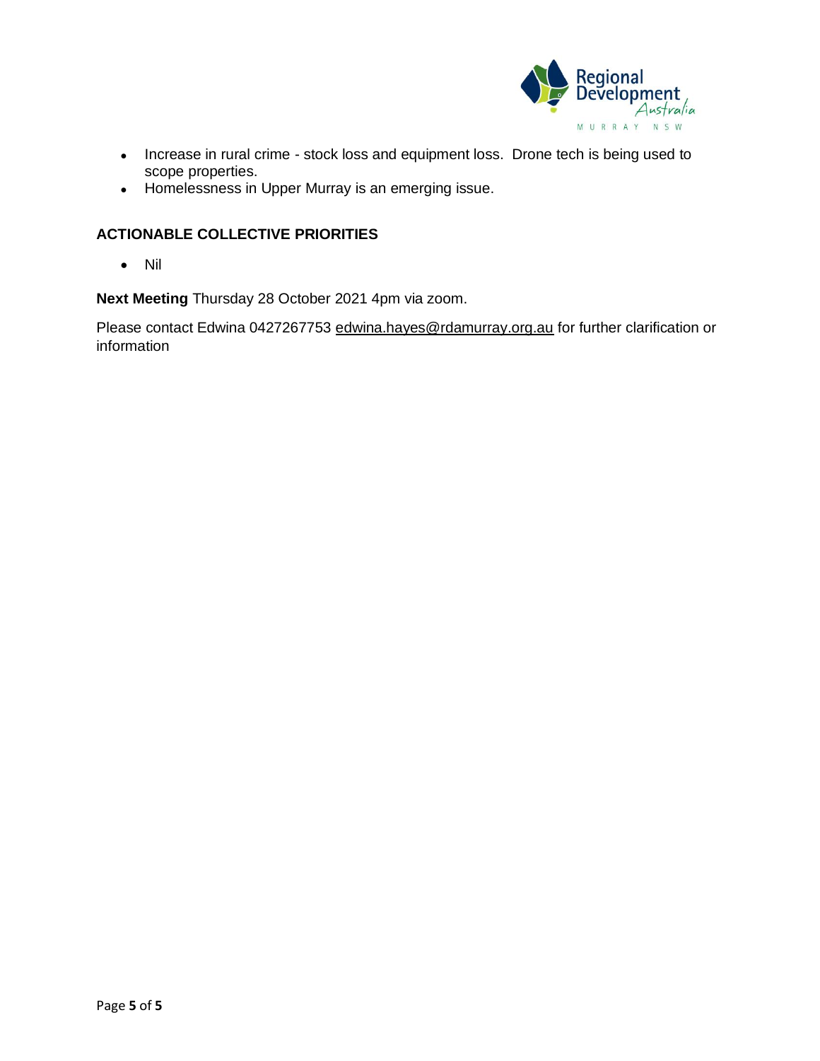- Increase in rural crime - stock loss and equipment loss.  Drone tech is being used to scope properties.
- Homelessness in Upper Murray is an emerging issue.

### ACTIONABLE COLLECTIVE PRIORITIES

- Nil

**Next Meeting** Thursday 28 October 2021 4pm via zoom.

Please contact Edwina 0427267753 edwina.hayes@rdamurray.org.au for further clarification or information